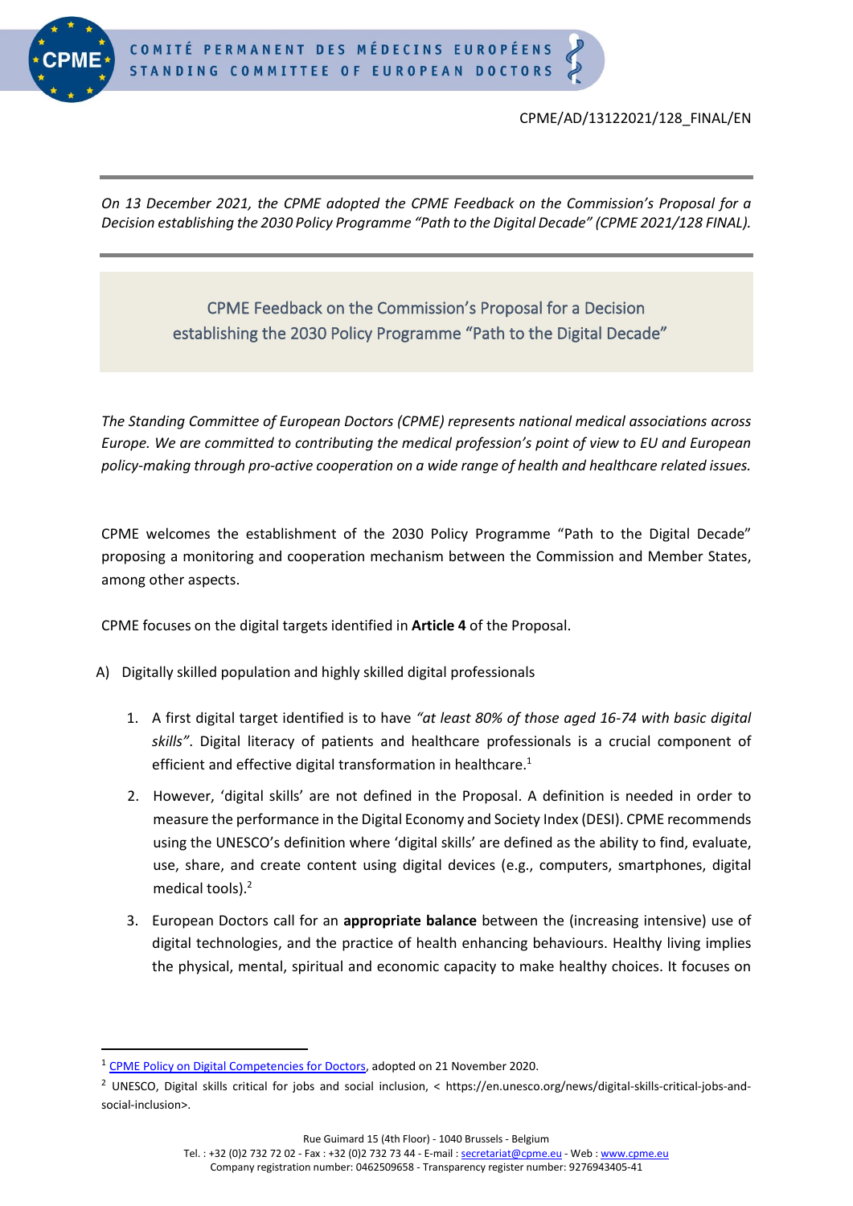CPME/AD/13122021/128_FINAL/EN

*On 13 December 2021, the CPME adopted the CPME Feedback on the Commission's Proposal for a Decision establishing the 2030 Policy Programme "Path to the Digital Decade" (CPME 2021/128 FINAL).*

# CPME Feedback on the Commission's Proposal for a Decision establishing the 2030 Policy Programme "Path to the Digital Decade"

*The Standing Committee of European Doctors (CPME) represents national medical associations across Europe. We are committed to contributing the medical profession's point of view to EU and European policy-making through pro-active cooperation on a wide range of health and healthcare related issues.*

CPME welcomes the establishment of the 2030 Policy Programme "Path to the Digital Decade" proposing a monitoring and cooperation mechanism between the Commission and Member States, among other aspects.

CPME focuses on the digital targets identified in **Article 4** of the Proposal.

A) Digitally skilled population and highly skilled digital professionals

1. A first digital target identified is to have *"at least 80% of those aged 16-74 with basic digital skills"*. Digital literacy of patients and healthcare professionals is a crucial component of efficient and effective digital transformation in healthcare.[1]
2. However, 'digital skills' are not defined in the Proposal. A definition is needed in order to measure the performance in the Digital Economy and Society Index (DESI). CPME recommends using the UNESCO's definition where 'digital skills' are defined as the ability to find, evaluate, use, share, and create content using digital devices (e.g., computers, smartphones, digital medical tools).[2]
3. European Doctors call for an **appropriate balance** between the (increasing intensive) use of digital technologies, and the practice of health enhancing behaviours. Healthy living implies the physical, mental, spiritual and economic capacity to make healthy choices. It focuses on

---

[1] CPME Policy on Digital Competencies for Doctors, adopted on 21 November 2020.

[2] UNESCO, Digital skills critical for jobs and social inclusion, < https://en.unesco.org/news/digital-skills-critical-jobs-and-social-inclusion>.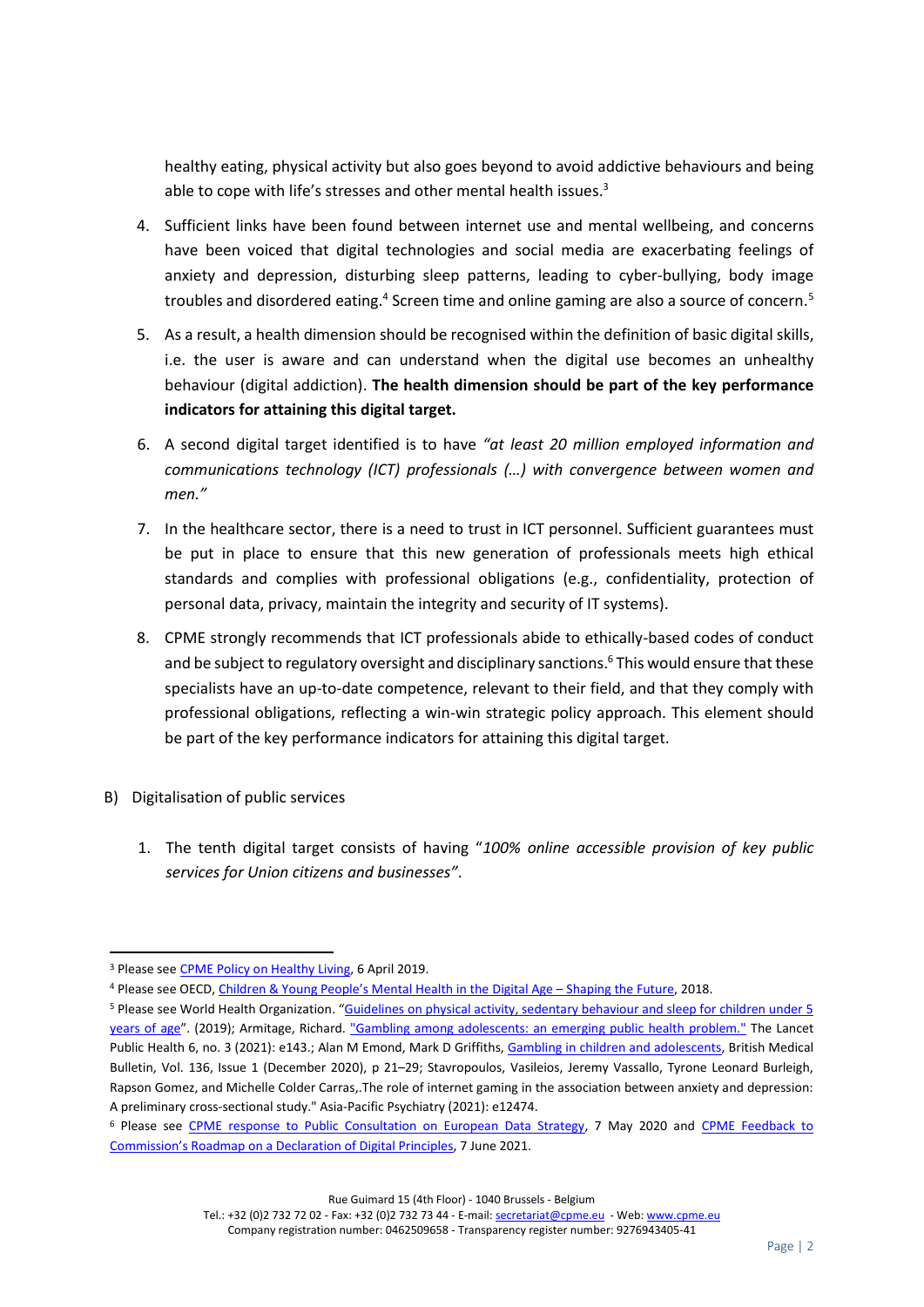healthy eating, physical activity but also goes beyond to avoid addictive behaviours and being able to cope with life's stresses and other mental health issues.[3]

4. Sufficient links have been found between internet use and mental wellbeing, and concerns have been voiced that digital technologies and social media are exacerbating feelings of anxiety and depression, disturbing sleep patterns, leading to cyber-bullying, body image troubles and disordered eating.[4] Screen time and online gaming are also a source of concern.[5]

5. As a result, a health dimension should be recognised within the definition of basic digital skills, i.e. the user is aware and can understand when the digital use becomes an unhealthy behaviour (digital addiction). **The health dimension should be part of the key performance indicators for attaining this digital target.**

6. A second digital target identified is to have *"at least 20 million employed information and communications technology (ICT) professionals (…) with convergence between women and men."*

7. In the healthcare sector, there is a need to trust in ICT personnel. Sufficient guarantees must be put in place to ensure that this new generation of professionals meets high ethical standards and complies with professional obligations (e.g., confidentiality, protection of personal data, privacy, maintain the integrity and security of IT systems).

8. CPME strongly recommends that ICT professionals abide to ethically-based codes of conduct and be subject to regulatory oversight and disciplinary sanctions.[6] This would ensure that these specialists have an up-to-date competence, relevant to their field, and that they comply with professional obligations, reflecting a win-win strategic policy approach. This element should be part of the key performance indicators for attaining this digital target.

B) Digitalisation of public services

1. The tenth digital target consists of having "*100% online accessible provision of key public services for Union citizens and businesses"*.

---

[3] Please see CPME Policy on Healthy Living, 6 April 2019.

[4] Please see OECD, Children & Young People's Mental Health in the Digital Age – Shaping the Future, 2018.

[5] Please see World Health Organization. "Guidelines on physical activity, sedentary behaviour and sleep for children under 5 years of age". (2019); Armitage, Richard. "Gambling among adolescents: an emerging public health problem." The Lancet Public Health 6, no. 3 (2021): e143.; Alan M Emond, Mark D Griffiths, Gambling in children and adolescents, British Medical Bulletin, Vol. 136, Issue 1 (December 2020), p 21–29; Stavropoulos, Vasileios, Jeremy Vassallo, Tyrone Leonard Burleigh, Rapson Gomez, and Michelle Colder Carras,.The role of internet gaming in the association between anxiety and depression: A preliminary cross-sectional study." Asia-Pacific Psychiatry (2021): e12474.

[6] Please see CPME response to Public Consultation on European Data Strategy, 7 May 2020 and CPME Feedback to Commission's Roadmap on a Declaration of Digital Principles, 7 June 2021.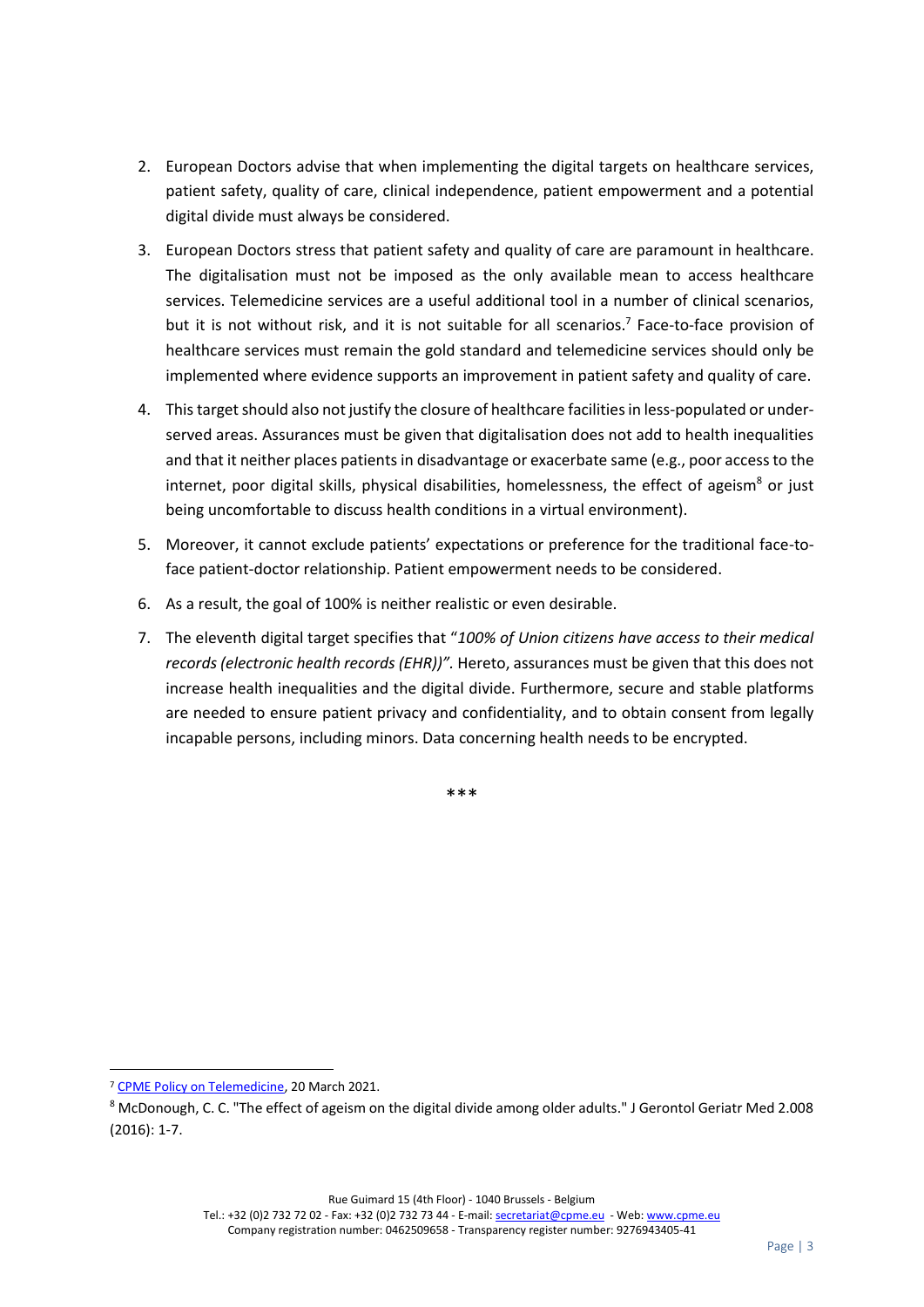2. European Doctors advise that when implementing the digital targets on healthcare services, patient safety, quality of care, clinical independence, patient empowerment and a potential digital divide must always be considered.
3. European Doctors stress that patient safety and quality of care are paramount in healthcare. The digitalisation must not be imposed as the only available mean to access healthcare services. Telemedicine services are a useful additional tool in a number of clinical scenarios, but it is not without risk, and it is not suitable for all scenarios.[7] Face-to-face provision of healthcare services must remain the gold standard and telemedicine services should only be implemented where evidence supports an improvement in patient safety and quality of care.
4. This target should also not justify the closure of healthcare facilities in less-populated or under-served areas. Assurances must be given that digitalisation does not add to health inequalities and that it neither places patients in disadvantage or exacerbate same (e.g., poor access to the internet, poor digital skills, physical disabilities, homelessness, the effect of ageism[8] or just being uncomfortable to discuss health conditions in a virtual environment).
5. Moreover, it cannot exclude patients' expectations or preference for the traditional face-to-face patient-doctor relationship. Patient empowerment needs to be considered.
6. As a result, the goal of 100% is neither realistic or even desirable.
7. The eleventh digital target specifies that "*100% of Union citizens have access to their medical records (electronic health records (EHR))"*. Hereto, assurances must be given that this does not increase health inequalities and the digital divide. Furthermore, secure and stable platforms are needed to ensure patient privacy and confidentiality, and to obtain consent from legally incapable persons, including minors. Data concerning health needs to be encrypted.

\*\*\*

---

[7] CPME Policy on Telemedicine, 20 March 2021.

[8] McDonough, C. C. "The effect of ageism on the digital divide among older adults." J Gerontol Geriatr Med 2.008 (2016): 1-7.

Rue Guimard 15 (4th Floor) - 1040 Brussels - Belgium
Tel.: +32 (0)2 732 72 02 - Fax: +32 (0)2 732 73 44 - E-mail: secretariat@cpme.eu - Web: www.cpme.eu
Company registration number: 0462509658 - Transparency register number: 9276943405-41